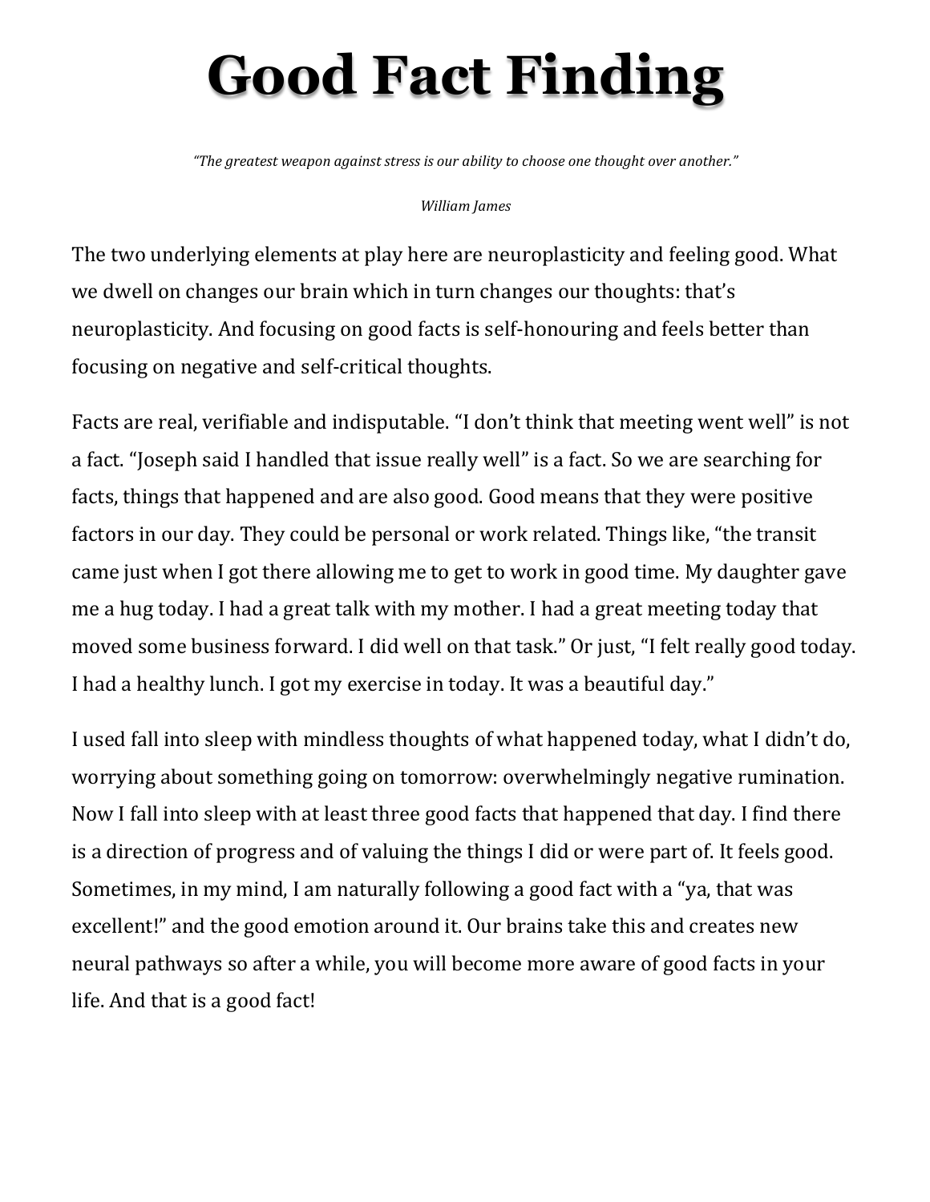# Good Fact Finding

*"The greatest weapon against stress is our ability to choose one thought over another."*

*William James*

The two underlying elements at play here are neuroplasticity and feeling good. What we dwell on changes our brain which in turn changes our thoughts: that's neuroplasticity. And focusing on good facts is self-honouring and feels better than focusing on negative and self-critical thoughts.

Facts are real, verifiable and indisputable. "I don't think that meeting went well" is not a fact. "Joseph said I handled that issue really well" is a fact. So we are searching for facts, things that happened and are also good. Good means that they were positive factors in our day. They could be personal or work related. Things like, "the transit came just when I got there allowing me to get to work in good time. My daughter gave me a hug today. I had a great talk with my mother. I had a great meeting today that moved some business forward. I did well on that task." Or just, "I felt really good today. I had a healthy lunch. I got my exercise in today. It was a beautiful day."

I used fall into sleep with mindless thoughts of what happened today, what I didn't do, worrying about something going on tomorrow: overwhelmingly negative rumination. Now I fall into sleep with at least three good facts that happened that day. I find there is a direction of progress and of valuing the things I did or were part of. It feels good. Sometimes, in my mind, I am naturally following a good fact with a "ya, that was excellent!" and the good emotion around it. Our brains take this and creates new neural pathways so after a while, you will become more aware of good facts in your life. And that is a good fact!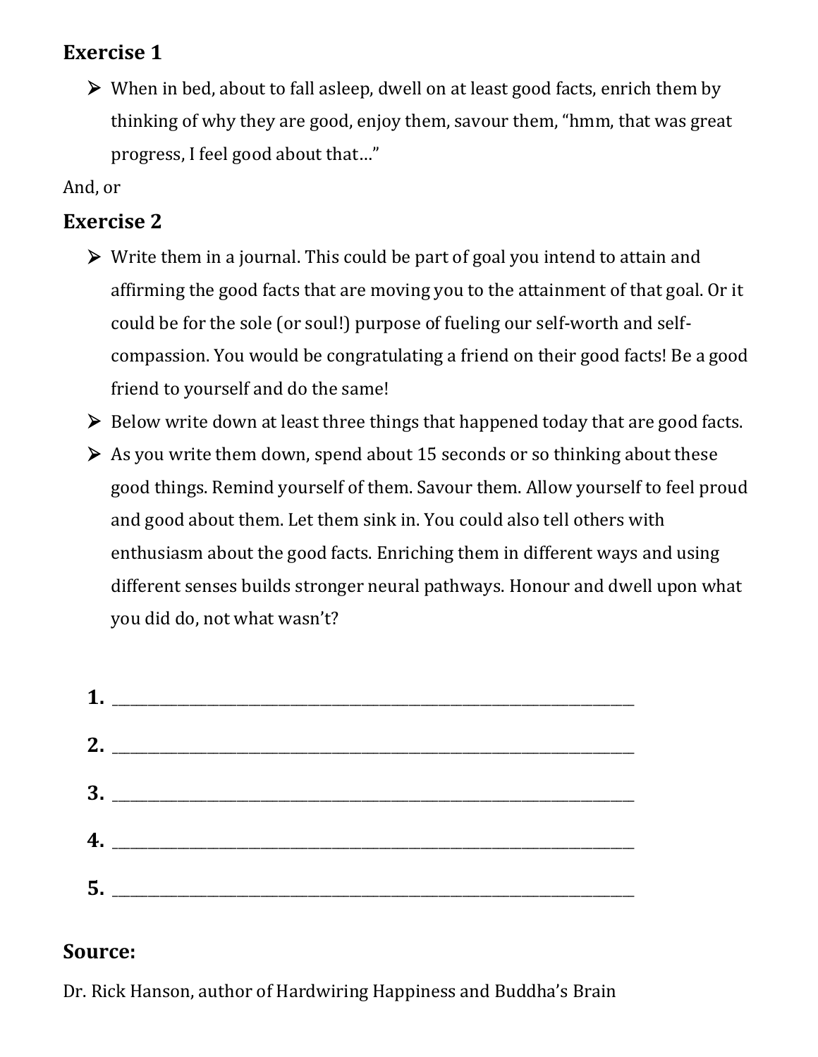**Exercise 1**

- When in bed, about to fall asleep, dwell on at least good facts, enrich them by thinking of why they are good, enjoy them, savour them, "hmm, that was great progress, I feel good about that…"

And, or

**Exercise 2**

- Write them in a journal. This could be part of goal you intend to attain and affirming the good facts that are moving you to the attainment of that goal. Or it could be for the sole (or soul!) purpose of fueling our self-worth and self-compassion. You would be congratulating a friend on their good facts! Be a good friend to yourself and do the same!
- Below write down at least three things that happened today that are good facts.
- As you write them down, spend about 15 seconds or so thinking about these good things. Remind yourself of them. Savour them. Allow yourself to feel proud and good about them. Let them sink in. You could also tell others with enthusiasm about the good facts. Enriching them in different ways and using different senses builds stronger neural pathways. Honour and dwell upon what you did do, not what wasn't?

**1.** ____________________________________________________________

**2.** ____________________________________________________________

**3.** ____________________________________________________________

**4.** ____________________________________________________________

**5.** ____________________________________________________________

**Source:**

Dr. Rick Hanson, author of Hardwiring Happiness and Buddha's Brain